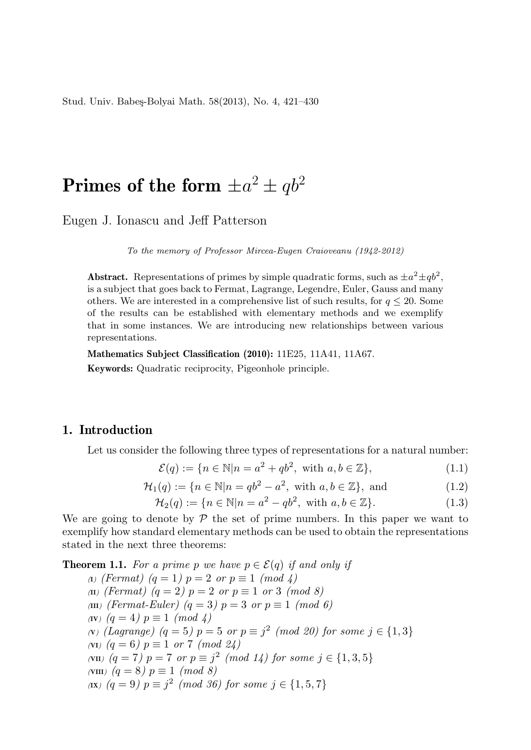# Primes of the form $\pm a^2 \pm qb^2$

Eugen J. Ionascu and Jeff Patterson

*To the memory of Professor Mircea-Eugen Craioveanu (1942-2012)*

**Abstract.** Representations of primes by simple quadratic forms, such as $\pm a^2 \pm qb^2$, is a subject that goes back to Fermat, Lagrange, Legendre, Euler, Gauss and many others. We are interested in a comprehensive list of such results, for $q \leq 20$. Some of the results can be established with elementary methods and we exemplify that in some instances. We are introducing new relationships between various representations.

**Mathematics Subject Classification (2010):** 11E25, 11A41, 11A67.

**Keywords:** Quadratic reciprocity, Pigeonhole principle.

## 1. Introduction

Let us consider the following three types of representations for a natural number:

$$\mathcal{E}(q) := \{n \in \mathbb{N} | n = a^2 + qb^2, \text{ with } a, b \in \mathbb{Z}\}, \tag{1.1}$$

$$\mathcal{H}_1(q) := \{n \in \mathbb{N} | n = qb^2 - a^2, \text{ with } a, b \in \mathbb{Z}\}, \text{ and} \tag{1.2}$$

$$\mathcal{H}_2(q) := \{n \in \mathbb{N} | n = a^2 - qb^2, \text{ with } a, b \in \mathbb{Z}\}. \tag{1.3}$$

We are going to denote by $\mathcal{P}$ the set of prime numbers. In this paper we want to exemplify how standard elementary methods can be used to obtain the representations stated in the next three theorems:

**Theorem 1.1.** *For a prime $p$ we have $p \in \mathcal{E}(q)$ if and only if*

- (I) *(Fermat) ($q = 1$) $p = 2$ or $p \equiv 1 \pmod 4$*
- (II) *(Fermat) ($q = 2$) $p = 2$ or $p \equiv 1$ or $3 \pmod 8$*
- (III) *(Fermat-Euler) ($q = 3$) $p = 3$ or $p \equiv 1 \pmod 6$*
- (IV) *($q = 4$) $p \equiv 1 \pmod 4$*
- (V) *(Lagrange) ($q = 5$) $p = 5$ or $p \equiv j^2 \pmod{20}$ for some $j \in \{1, 3\}$*
- (VI) *($q = 6$) $p \equiv 1$ or $7 \pmod{24}$*
- (VII) *($q = 7$) $p = 7$ or $p \equiv j^2 \pmod{14}$ for some $j \in \{1, 3, 5\}$*
- (VIII) *($q = 8$) $p \equiv 1 \pmod 8$*
- (IX) *($q = 9$) $p \equiv j^2 \pmod{36}$ for some $j \in \{1, 5, 7\}$*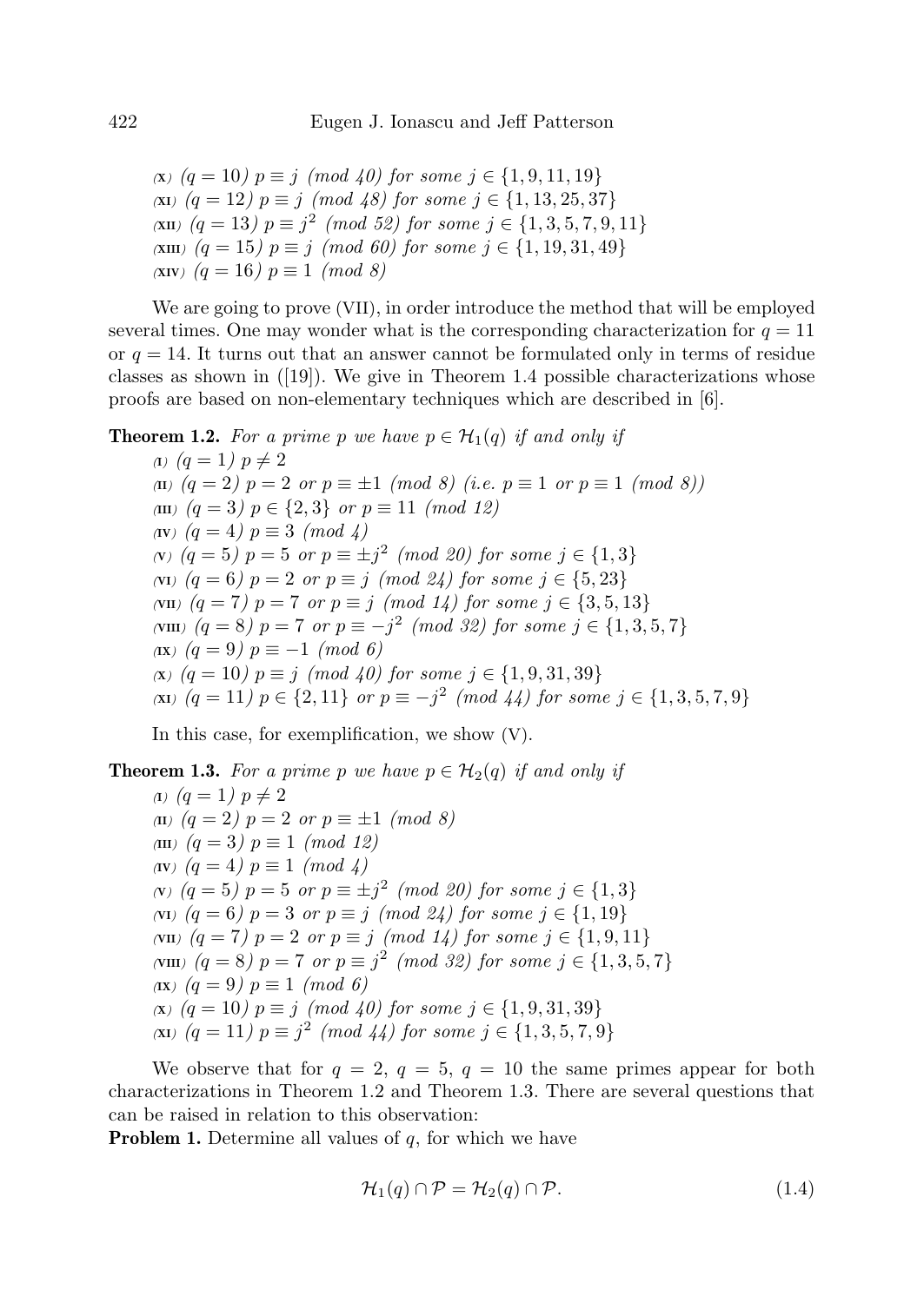(x) $(q = 10)$ $p \equiv j$ (mod 40) for some $j \in \{1, 9, 11, 19\}$
(xi) $(q = 12)$ $p \equiv j$ (mod 48) for some $j \in \{1, 13, 25, 37\}$
(xii) $(q = 13)$ $p \equiv j^2$ (mod 52) for some $j \in \{1, 3, 5, 7, 9, 11\}$
(xiii) $(q = 15)$ $p \equiv j$ (mod 60) for some $j \in \{1, 19, 31, 49\}$
(xiv) $(q = 16)$ $p \equiv 1$ (mod 8)

We are going to prove (VII), in order introduce the method that will be employed several times. One may wonder what is the corresponding characterization for $q = 11$ or $q = 14$. It turns out that an answer cannot be formulated only in terms of residue classes as shown in ([19]). We give in Theorem 1.4 possible characterizations whose proofs are based on non-elementary techniques which are described in [6].

**Theorem 1.2.** *For a prime $p$ we have $p \in \mathcal{H}_1(q)$ if and only if*

(i) $(q = 1)$ $p \neq 2$
(ii) $(q = 2)$ $p = 2$ or $p \equiv \pm 1$ (mod 8) (i.e. $p \equiv 1$ or $p \equiv 1$ (mod 8))
(iii) $(q = 3)$ $p \in \{2, 3\}$ or $p \equiv 11$ (mod 12)
(iv) $(q = 4)$ $p \equiv 3$ (mod 4)
(v) $(q = 5)$ $p = 5$ or $p \equiv \pm j^2$ (mod 20) for some $j \in \{1, 3\}$
(vi) $(q = 6)$ $p = 2$ or $p \equiv j$ (mod 24) for some $j \in \{5, 23\}$
(vii) $(q = 7)$ $p = 7$ or $p \equiv j$ (mod 14) for some $j \in \{3, 5, 13\}$
(viii) $(q = 8)$ $p = 7$ or $p \equiv -j^2$ (mod 32) for some $j \in \{1, 3, 5, 7\}$
(ix) $(q = 9)$ $p \equiv -1$ (mod 6)
(x) $(q = 10)$ $p \equiv j$ (mod 40) for some $j \in \{1, 9, 31, 39\}$
(xi) $(q = 11)$ $p \in \{2, 11\}$ or $p \equiv -j^2$ (mod 44) for some $j \in \{1, 3, 5, 7, 9\}$

In this case, for exemplification, we show (V).

**Theorem 1.3.** *For a prime $p$ we have $p \in \mathcal{H}_2(q)$ if and only if*

(i) $(q = 1)$ $p \neq 2$
(ii) $(q = 2)$ $p = 2$ or $p \equiv \pm 1$ (mod 8)
(iii) $(q = 3)$ $p \equiv 1$ (mod 12)
(iv) $(q = 4)$ $p \equiv 1$ (mod 4)
(v) $(q = 5)$ $p = 5$ or $p \equiv \pm j^2$ (mod 20) for some $j \in \{1, 3\}$
(vi) $(q = 6)$ $p = 3$ or $p \equiv j$ (mod 24) for some $j \in \{1, 19\}$
(vii) $(q = 7)$ $p = 2$ or $p \equiv j$ (mod 14) for some $j \in \{1, 9, 11\}$
(viii) $(q = 8)$ $p = 7$ or $p \equiv j^2$ (mod 32) for some $j \in \{1, 3, 5, 7\}$
(ix) $(q = 9)$ $p \equiv 1$ (mod 6)
(x) $(q = 10)$ $p \equiv j$ (mod 40) for some $j \in \{1, 9, 31, 39\}$
(xi) $(q = 11)$ $p \equiv j^2$ (mod 44) for some $j \in \{1, 3, 5, 7, 9\}$

We observe that for $q = 2$, $q = 5$, $q = 10$ the same primes appear for both characterizations in Theorem 1.2 and Theorem 1.3. There are several questions that can be raised in relation to this observation:

**Problem 1.** Determine all values of $q$, for which we have

$$\mathcal{H}_1(q) \cap \mathcal{P} = \mathcal{H}_2(q) \cap \mathcal{P}. \tag{1.4}$$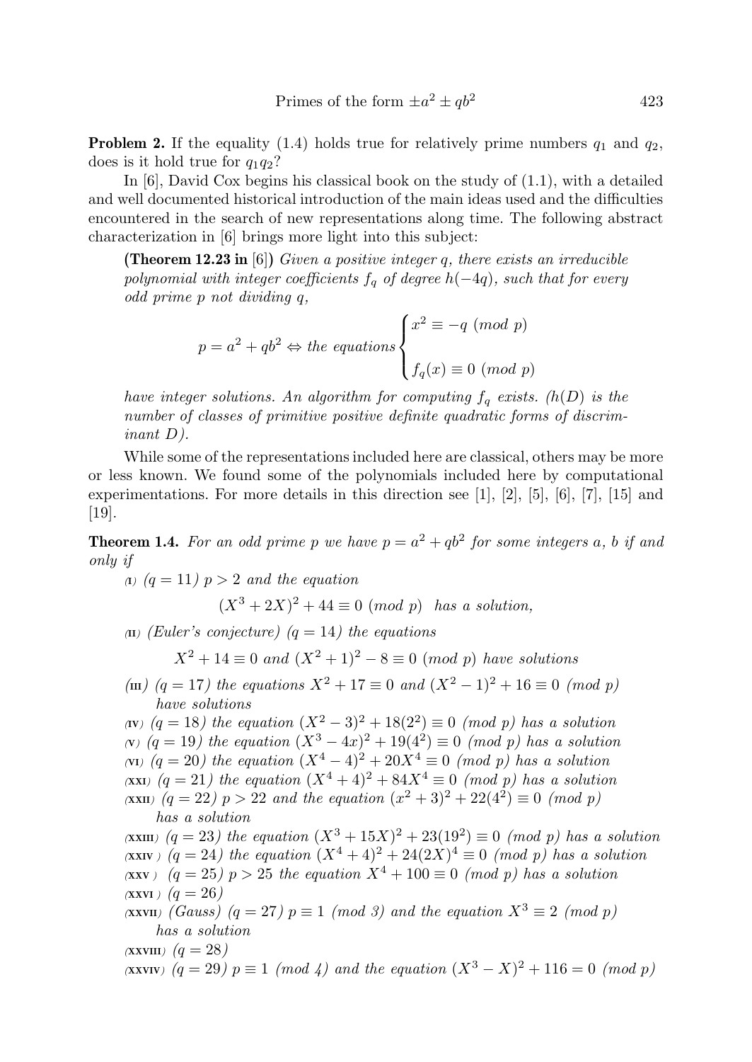**Problem 2.** If the equality (1.4) holds true for relatively prime numbers $q_1$ and $q_2$, does is it hold true for $q_1 q_2$?

In [6], David Cox begins his classical book on the study of (1.1), with a detailed and well documented historical introduction of the main ideas used and the difficulties encountered in the search of new representations along time. The following abstract characterization in [6] brings more light into this subject:

> **(Theorem 12.23 in** [6]**)** *Given a positive integer $q$, there exists an irreducible polynomial with integer coefficients $f_q$ of degree $h(-4q)$, such that for every odd prime $p$ not dividing $q$,*
>
> $$p = a^2 + qb^2 \Leftrightarrow \text{the equations} \begin{cases} x^2 \equiv -q \ (mod\ p) \\ \\ f_q(x) \equiv 0 \ (mod\ p) \end{cases}$$
>
> *have integer solutions. An algorithm for computing $f_q$ exists. ($h(D)$ is the number of classes of primitive positive definite quadratic forms of discriminant $D$).*

While some of the representations included here are classical, others may be more or less known. We found some of the polynomials included here by computational experimentations. For more details in this direction see [1], [2], [5], [6], [7], [15] and [19].

**Theorem 1.4.** *For an odd prime $p$ we have $p = a^2 + qb^2$ for some integers $a$, $b$ if and only if*

- (I) *($q = 11$) $p > 2$ and the equation*
  $$(X^3 + 2X)^2 + 44 \equiv 0 \ (mod\ p) \ \text{ has a solution,}$$
- (II) *(Euler's conjecture) ($q = 14$) the equations*
  $$X^2 + 14 \equiv 0 \text{ and } (X^2 + 1)^2 - 8 \equiv 0 \ (mod\ p) \text{ have solutions}$$
- (III) *($q = 17$) the equations $X^2 + 17 \equiv 0$ and $(X^2 - 1)^2 + 16 \equiv 0$ (mod $p$) have solutions*
- (IV) *($q = 18$) the equation $(X^2 - 3)^2 + 18(2^2) \equiv 0$ (mod $p$) has a solution*
- (V) *($q = 19$) the equation $(X^3 - 4x)^2 + 19(4^2) \equiv 0$ (mod $p$) has a solution*
- (VI) *($q = 20$) the equation $(X^4 - 4)^2 + 20X^4 \equiv 0$ (mod $p$) has a solution*
- (XXI) *($q = 21$) the equation $(X^4 + 4)^2 + 84X^4 \equiv 0$ (mod $p$) has a solution*
- (XXII) *($q = 22$) $p > 22$ and the equation $(x^2 + 3)^2 + 22(4^2) \equiv 0$ (mod $p$) has a solution*
- (XXIII) *($q = 23$) the equation $(X^3 + 15X)^2 + 23(19^2) \equiv 0$ (mod $p$) has a solution*
- (XXIV) *($q = 24$) the equation $(X^4 + 4)^2 + 24(2X)^4 \equiv 0$ (mod $p$) has a solution*
- (XXV) *($q = 25$) $p > 25$ the equation $X^4 + 100 \equiv 0$ (mod $p$) has a solution*
- (XXVI) *($q = 26$)*
- (XXVII) *(Gauss) ($q = 27$) $p \equiv 1$ (mod 3) and the equation $X^3 \equiv 2$ (mod $p$) has a solution*
- (XXVIII) *($q = 28$)*
- (XXVIV) *($q = 29$) $p \equiv 1$ (mod 4) and the equation $(X^3 - X)^2 + 116 = 0$ (mod $p$)*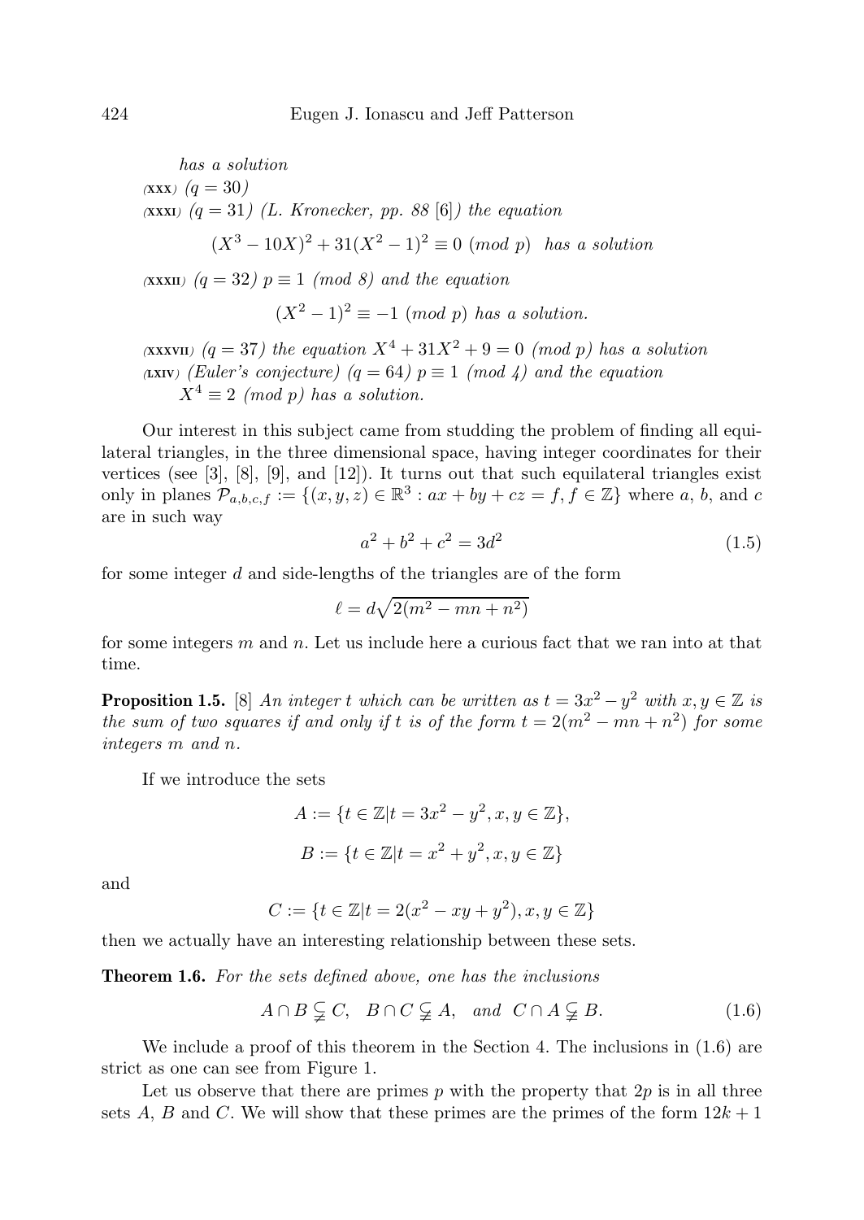*has a solution*

(XXX) *(q = 30)*

(XXXI) *(q = 31) (L. Kronecker, pp. 88* [6]*) the equation*

$$(X^3 - 10X)^2 + 31(X^2 - 1)^2 \equiv 0 \ (mod\ p) \ \ \textit{has a solution}$$

(XXXII) *(q = 32)* $p \equiv 1$ *(mod 8) and the equation*

$$(X^2 - 1)^2 \equiv -1 \ (mod\ p) \ \textit{has a solution.}$$

(XXXVII) *(q = 37) the equation* $X^4 + 31X^2 + 9 = 0$ *(mod p) has a solution*

(LXIV) *(Euler's conjecture) (q = 64)* $p \equiv 1$ *(mod 4) and the equation* $X^4 \equiv 2$ *(mod p) has a solution.*

Our interest in this subject came from studding the problem of finding all equilateral triangles, in the three dimensional space, having integer coordinates for their vertices (see [3], [8], [9], and [12]). It turns out that such equilateral triangles exist only in planes $\mathcal{P}_{a,b,c,f} := \{(x, y, z) \in \mathbb{R}^3 : ax + by + cz = f, f \in \mathbb{Z}\}$ where $a$, $b$, and $c$ are in such way

$$a^2 + b^2 + c^2 = 3d^2 \tag{1.5}$$

for some integer $d$ and side-lengths of the triangles are of the form

$$\ell = d\sqrt{2(m^2 - mn + n^2)}$$

for some integers $m$ and $n$. Let us include here a curious fact that we ran into at that time.

**Proposition 1.5.** [8] *An integer t which can be written as* $t = 3x^2 - y^2$ *with* $x, y \in \mathbb{Z}$ *is the sum of two squares if and only if t is of the form* $t = 2(m^2 - mn + n^2)$ *for some integers m and n.*

If we introduce the sets

$$A := \{t \in \mathbb{Z} | t = 3x^2 - y^2, x, y \in \mathbb{Z}\},$$

$$B := \{t \in \mathbb{Z} | t = x^2 + y^2, x, y \in \mathbb{Z}\}$$

and

$$C := \{t \in \mathbb{Z} | t = 2(x^2 - xy + y^2), x, y \in \mathbb{Z}\}$$

then we actually have an interesting relationship between these sets.

**Theorem 1.6.** *For the sets defined above, one has the inclusions*

$$A \cap B \subsetneqq C, \quad B \cap C \subsetneqq A, \quad \textit{and} \ \ C \cap A \subsetneqq B. \tag{1.6}$$

We include a proof of this theorem in the Section 4. The inclusions in (1.6) are strict as one can see from Figure 1.

Let us observe that there are primes $p$ with the property that $2p$ is in all three sets $A$, $B$ and $C$. We will show that these primes are the primes of the form $12k + 1$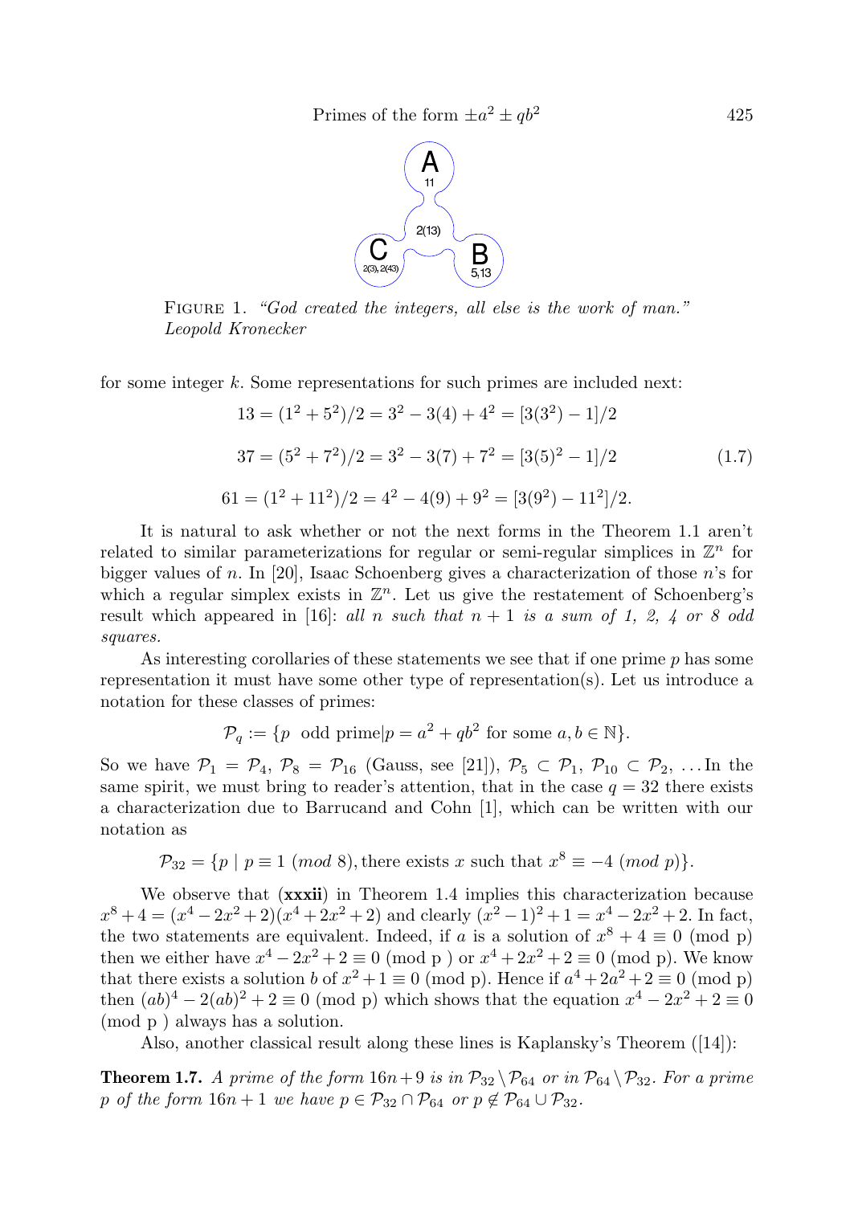FIGURE 1. *"God created the integers, all else is the work of man." Leopold Kronecker*

for some integer $k$. Some representations for such primes are included next:

$$
\begin{aligned}
13 &= (1^2+5^2)/2 = 3^2 - 3(4) + 4^2 = [3(3^2) - 1]/2 \\
37 &= (5^2+7^2)/2 = 3^2 - 3(7) + 7^2 = [3(5)^2 - 1]/2 \qquad (1.7)\\
61 &= (1^2+11^2)/2 = 4^2 - 4(9) + 9^2 = [3(9^2) - 11^2]/2.
\end{aligned}
$$

It is natural to ask whether or not the next forms in the Theorem 1.1 aren't related to similar parameterizations for regular or semi-regular simplices in $\mathbb{Z}^n$ for bigger values of $n$. In [20], Isaac Schoenberg gives a characterization of those $n$'s for which a regular simplex exists in $\mathbb{Z}^n$. Let us give the restatement of Schoenberg's result which appeared in [16]: *all $n$ such that $n+1$ is a sum of 1, 2, 4 or 8 odd squares.*

As interesting corollaries of these statements we see that if one prime $p$ has some representation it must have some other type of representation(s). Let us introduce a notation for these classes of primes:

$$\mathcal{P}_q := \{p \ \text{ odd prime} | p = a^2 + qb^2 \text{ for some } a, b \in \mathbb{N}\}.$$

So we have $\mathcal{P}_1 = \mathcal{P}_4$, $\mathcal{P}_8 = \mathcal{P}_{16}$ (Gauss, see [21]), $\mathcal{P}_5 \subset \mathcal{P}_1$, $\mathcal{P}_{10} \subset \mathcal{P}_2$, ... In the same spirit, we must bring to reader's attention, that in the case $q = 32$ there exists a characterization due to Barrucand and Cohn [1], which can be written with our notation as

$$\mathcal{P}_{32} = \{p \mid p \equiv 1 \ (mod\ 8), \text{there exists } x \text{ such that } x^8 \equiv -4 \ (mod\ p)\}.$$

We observe that (**xxxii**) in Theorem 1.4 implies this characterization because $x^8 + 4 = (x^4 - 2x^2 + 2)(x^4 + 2x^2 + 2)$ and clearly $(x^2-1)^2 + 1 = x^4 - 2x^2 + 2$. In fact, the two statements are equivalent. Indeed, if $a$ is a solution of $x^8 + 4 \equiv 0$ (mod p) then we either have $x^4 - 2x^2 + 2 \equiv 0$ (mod p ) or $x^4 + 2x^2 + 2 \equiv 0$ (mod p). We know that there exists a solution $b$ of $x^2 + 1 \equiv 0$ (mod p). Hence if $a^4 + 2a^2 + 2 \equiv 0$ (mod p) then $(ab)^4 - 2(ab)^2 + 2 \equiv 0$ (mod p) which shows that the equation $x^4 - 2x^2 + 2 \equiv 0$ (mod p ) always has a solution.

Also, another classical result along these lines is Kaplansky's Theorem ([14]):

**Theorem 1.7.** *A prime of the form $16n+9$ is in $\mathcal{P}_{32} \setminus \mathcal{P}_{64}$ or in $\mathcal{P}_{64} \setminus \mathcal{P}_{32}$. For a prime $p$ of the form $16n+1$ we have $p \in \mathcal{P}_{32} \cap \mathcal{P}_{64}$ or $p \notin \mathcal{P}_{64} \cup \mathcal{P}_{32}$.*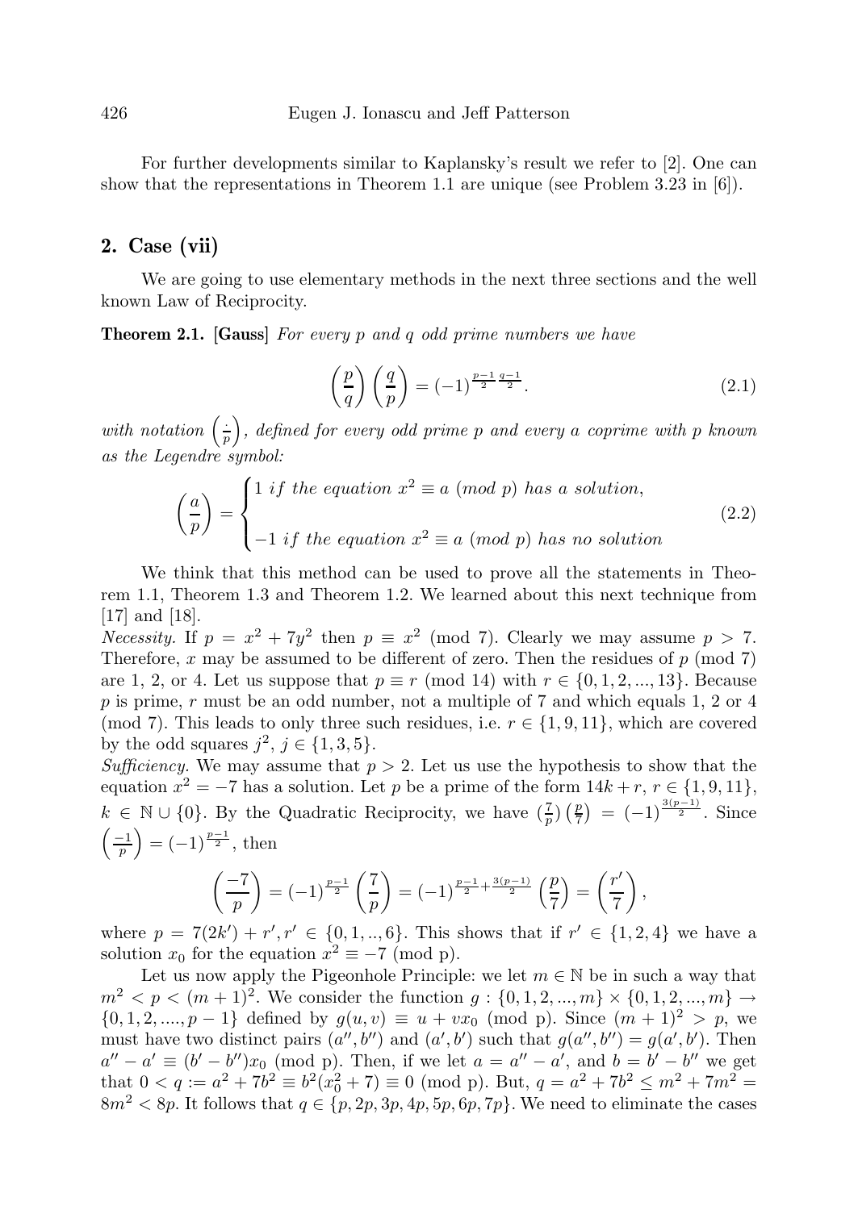For further developments similar to Kaplansky's result we refer to [2]. One can show that the representations in Theorem 1.1 are unique (see Problem 3.23 in [6]).

## 2. Case (vii)

We are going to use elementary methods in the next three sections and the well known Law of Reciprocity.

**Theorem 2.1. [Gauss]** *For every $p$ and $q$ odd prime numbers we have*

$$\left(\frac{p}{q}\right)\left(\frac{q}{p}\right) = (-1)^{\frac{p-1}{2}\frac{q-1}{2}}. \tag{2.1}$$

*with notation $\left(\frac{\cdot}{p}\right)$, defined for every odd prime $p$ and every a coprime with $p$ known as the Legendre symbol:*

$$\left(\frac{a}{p}\right) = \begin{cases} 1 \text{ if the equation } x^2 \equiv a \ (mod\ p) \text{ has a solution,} \\ \\ -1 \text{ if the equation } x^2 \equiv a \ (mod\ p) \text{ has no solution} \end{cases} \tag{2.2}$$

We think that this method can be used to prove all the statements in Theorem 1.1, Theorem 1.3 and Theorem 1.2. We learned about this next technique from [17] and [18].

*Necessity.* If $p = x^2 + 7y^2$ then $p \equiv x^2 \pmod 7$. Clearly we may assume $p > 7$. Therefore, $x$ may be assumed to be different of zero. Then the residues of $p \pmod 7$ are 1, 2, or 4. Let us suppose that $p \equiv r \pmod{14}$ with $r \in \{0, 1, 2, ..., 13\}$. Because $p$ is prime, $r$ must be an odd number, not a multiple of 7 and which equals 1, 2 or 4 (mod 7). This leads to only three such residues, i.e. $r \in \{1, 9, 11\}$, which are covered by the odd squares $j^2$, $j \in \{1, 3, 5\}$.

*Sufficiency.* We may assume that $p > 2$. Let us use the hypothesis to show that the equation $x^2 = -7$ has a solution. Let $p$ be a prime of the form $14k + r$, $r \in \{1, 9, 11\}$, $k \in \mathbb{N} \cup \{0\}$. By the Quadratic Reciprocity, we have $(\frac{7}{p})\left(\frac{p}{7}\right) = (-1)^{\frac{3(p-1)}{2}}$. Since $\left(\frac{-1}{p}\right) = (-1)^{\frac{p-1}{2}}$, then

$$\left(\frac{-7}{p}\right) = (-1)^{\frac{p-1}{2}}\left(\frac{7}{p}\right) = (-1)^{\frac{p-1}{2}+\frac{3(p-1)}{2}}\left(\frac{p}{7}\right) = \left(\frac{r'}{7}\right),$$

where $p = 7(2k') + r', r' \in \{0, 1, .., 6\}$. This shows that if $r' \in \{1, 2, 4\}$ we have a solution $x_0$ for the equation $x^2 \equiv -7$ (mod p).

Let us now apply the Pigeonhole Principle: we let $m \in \mathbb{N}$ be in such a way that $m^2 < p < (m+1)^2$. We consider the function $g : \{0, 1, 2, ..., m\} \times \{0, 1, 2, ..., m\} \to \{0, 1, 2, ...., p-1\}$ defined by $g(u, v) \equiv u + vx_0$ (mod p). Since $(m+1)^2 > p$, we must have two distinct pairs $(a'', b'')$ and $(a', b')$ such that $g(a'', b'') = g(a', b')$. Then $a'' - a' \equiv (b' - b'')x_0$ (mod p). Then, if we let $a = a'' - a'$, and $b = b' - b''$ we get that $0 < q := a^2 + 7b^2 \equiv b^2(x_0^2 + 7) \equiv 0$ (mod p). But, $q = a^2 + 7b^2 \leq m^2 + 7m^2 = 8m^2 < 8p$. It follows that $q \in \{p, 2p, 3p, 4p, 5p, 6p, 7p\}$. We need to eliminate the cases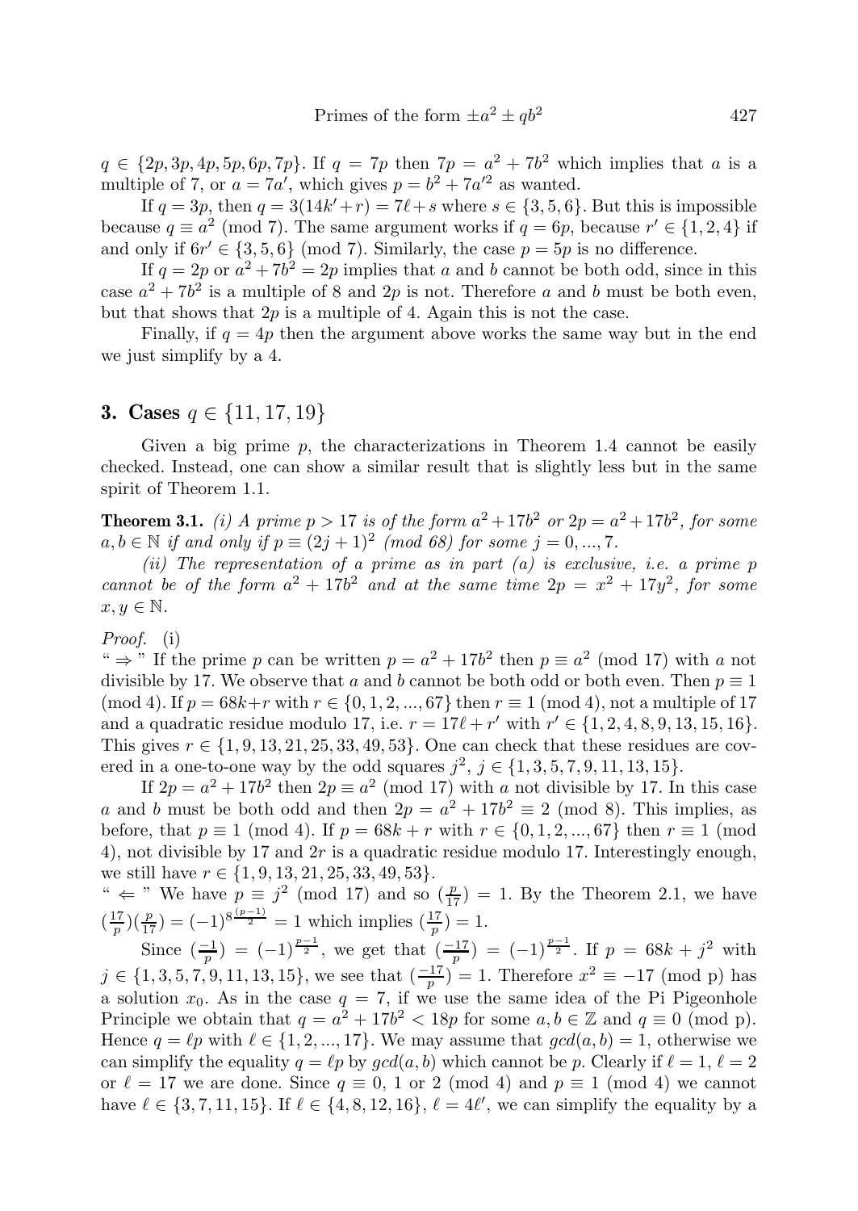$q \in \{2p, 3p, 4p, 5p, 6p, 7p\}$. If $q = 7p$ then $7p = a^2 + 7b^2$ which implies that $a$ is a multiple of 7, or $a = 7a'$, which gives $p = b^2 + 7a'^2$ as wanted.

If $q = 3p$, then $q = 3(14k' + r) = 7\ell + s$ where $s \in \{3, 5, 6\}$. But this is impossible because $q \equiv a^2 \pmod 7$. The same argument works if $q = 6p$, because $r' \in \{1, 2, 4\}$ if and only if $6r' \in \{3, 5, 6\} \pmod 7$. Similarly, the case $p = 5p$ is no difference.

If $q = 2p$ or $a^2 + 7b^2 = 2p$ implies that $a$ and $b$ cannot be both odd, since in this case $a^2 + 7b^2$ is a multiple of 8 and $2p$ is not. Therefore $a$ and $b$ must be both even, but that shows that $2p$ is a multiple of 4. Again this is not the case.

Finally, if $q = 4p$ then the argument above works the same way but in the end we just simplify by a 4.

## 3. Cases $q \in \{11, 17, 19\}$

Given a big prime $p$, the characterizations in Theorem 1.4 cannot be easily checked. Instead, one can show a similar result that is slightly less but in the same spirit of Theorem 1.1.

**Theorem 3.1.** *(i) A prime $p > 17$ is of the form $a^2 + 17b^2$ or $2p = a^2 + 17b^2$, for some $a, b \in \mathbb{N}$ if and only if $p \equiv (2j + 1)^2$ (mod 68) for some $j = 0, ..., 7$.*

*(ii) The representation of a prime as in part (a) is exclusive, i.e. a prime $p$ cannot be of the form $a^2 + 17b^2$ and at the same time $2p = x^2 + 17y^2$, for some $x, y \in \mathbb{N}$.*

*Proof.* (i)
" $\Rightarrow$ " If the prime $p$ can be written $p = a^2 + 17b^2$ then $p \equiv a^2 \pmod{17}$ with $a$ not divisible by 17. We observe that $a$ and $b$ cannot be both odd or both even. Then $p \equiv 1 \pmod 4$. If $p = 68k + r$ with $r \in \{0, 1, 2, ..., 67\}$ then $r \equiv 1 \pmod 4$, not a multiple of 17 and a quadratic residue modulo 17, i.e. $r = 17\ell + r'$ with $r' \in \{1, 2, 4, 8, 9, 13, 15, 16\}$. This gives $r \in \{1, 9, 13, 21, 25, 33, 49, 53\}$. One can check that these residues are covered in a one-to-one way by the odd squares $j^2$, $j \in \{1, 3, 5, 7, 9, 11, 13, 15\}$.

If $2p = a^2 + 17b^2$ then $2p \equiv a^2 \pmod{17}$ with $a$ not divisible by 17. In this case $a$ and $b$ must be both odd and then $2p = a^2 + 17b^2 \equiv 2 \pmod 8$. This implies, as before, that $p \equiv 1 \pmod 4$. If $p = 68k + r$ with $r \in \{0, 1, 2, ..., 67\}$ then $r \equiv 1$ (mod 4), not divisible by 17 and $2r$ is a quadratic residue modulo 17. Interestingly enough, we still have $r \in \{1, 9, 13, 21, 25, 33, 49, 53\}$.
" $\Leftarrow$ " We have $p \equiv j^2 \pmod{17}$ and so $(\frac{p}{17}) = 1$. By the Theorem 2.1, we have $(\frac{17}{p})(\frac{p}{17}) = (-1)^{8\frac{(p-1)}{2}} = 1$ which implies $(\frac{17}{p}) = 1$.

Since $(\frac{-1}{p}) = (-1)^{\frac{p-1}{2}}$, we get that $(\frac{-17}{p}) = (-1)^{\frac{p-1}{2}}$. If $p = 68k + j^2$ with $j \in \{1, 3, 5, 7, 9, 11, 13, 15\}$, we see that $(\frac{-17}{p}) = 1$. Therefore $x^2 \equiv -17$ (mod p) has a solution $x_0$. As in the case $q = 7$, if we use the same idea of the Pi Pigeonhole Principle we obtain that $q = a^2 + 17b^2 < 18p$ for some $a, b \in \mathbb{Z}$ and $q \equiv 0$ (mod p). Hence $q = \ell p$ with $\ell \in \{1, 2, ..., 17\}$. We may assume that $gcd(a, b) = 1$, otherwise we can simplify the equality $q = \ell p$ by $gcd(a, b)$ which cannot be $p$. Clearly if $\ell = 1$, $\ell = 2$ or $\ell = 17$ we are done. Since $q \equiv 0$, 1 or 2 (mod 4) and $p \equiv 1 \pmod 4$ we cannot have $\ell \in \{3, 7, 11, 15\}$. If $\ell \in \{4, 8, 12, 16\}$, $\ell = 4\ell'$, we can simplify the equality by a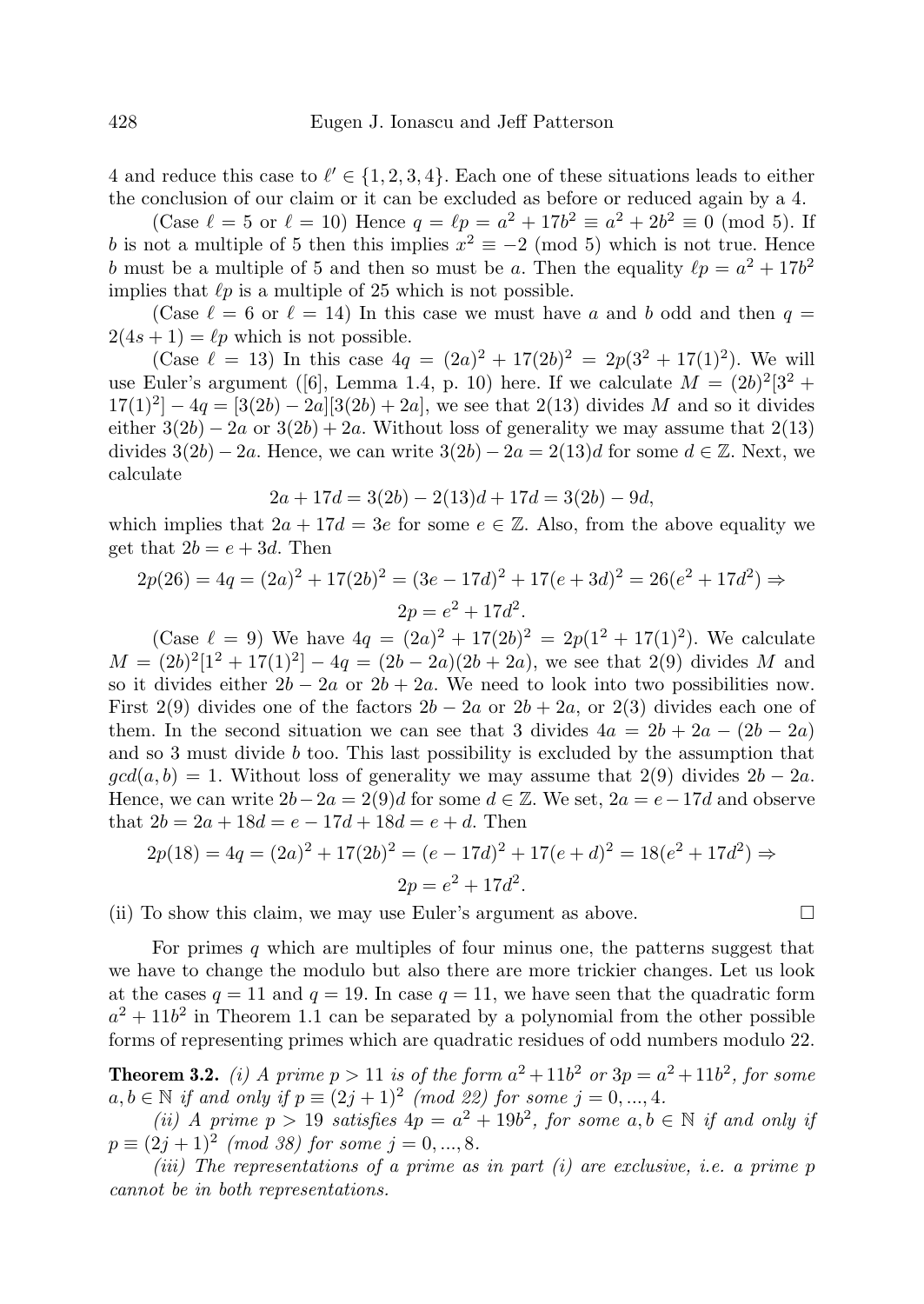4 and reduce this case to $\ell' \in \{1, 2, 3, 4\}$. Each one of these situations leads to either the conclusion of our claim or it can be excluded as before or reduced again by a 4.

(Case $\ell = 5$ or $\ell = 10$) Hence $q = \ell p = a^2 + 17b^2 \equiv a^2 + 2b^2 \equiv 0 \pmod 5$. If $b$ is not a multiple of 5 then this implies $x^2 \equiv -2 \pmod 5$ which is not true. Hence $b$ must be a multiple of 5 and then so must be $a$. Then the equality $\ell p = a^2 + 17b^2$ implies that $\ell p$ is a multiple of 25 which is not possible.

(Case $\ell = 6$ or $\ell = 14$) In this case we must have $a$ and $b$ odd and then $q = 2(4s + 1) = \ell p$ which is not possible.

(Case $\ell = 13$) In this case $4q = (2a)^2 + 17(2b)^2 = 2p(3^2 + 17(1)^2)$. We will use Euler's argument ([6], Lemma 1.4, p. 10) here. If we calculate $M = (2b)^2[3^2 + 17(1)^2] - 4q = [3(2b) - 2a][3(2b) + 2a]$, we see that $2(13)$ divides $M$ and so it divides either $3(2b) - 2a$ or $3(2b) + 2a$. Without loss of generality we may assume that $2(13)$ divides $3(2b) - 2a$. Hence, we can write $3(2b) - 2a = 2(13)d$ for some $d \in \mathbb{Z}$. Next, we calculate

$$2a + 17d = 3(2b) - 2(13)d + 17d = 3(2b) - 9d,$$

which implies that $2a + 17d = 3e$ for some $e \in \mathbb{Z}$. Also, from the above equality we get that $2b = e + 3d$. Then

$$2p(26) = 4q = (2a)^2 + 17(2b)^2 = (3e - 17d)^2 + 17(e + 3d)^2 = 26(e^2 + 17d^2) \Rightarrow$$
$$2p = e^2 + 17d^2.$$

(Case $\ell = 9$) We have $4q = (2a)^2 + 17(2b)^2 = 2p(1^2 + 17(1)^2)$. We calculate $M = (2b)^2[1^2 + 17(1)^2] - 4q = (2b - 2a)(2b + 2a)$, we see that $2(9)$ divides $M$ and so it divides either $2b - 2a$ or $2b + 2a$. We need to look into two possibilities now. First $2(9)$ divides one of the factors $2b - 2a$ or $2b + 2a$, or $2(3)$ divides each one of them. In the second situation we can see that 3 divides $4a = 2b + 2a - (2b - 2a)$ and so 3 must divide $b$ too. This last possibility is excluded by the assumption that $gcd(a, b) = 1$. Without loss of generality we may assume that $2(9)$ divides $2b - 2a$. Hence, we can write $2b - 2a = 2(9)d$ for some $d \in \mathbb{Z}$. We set, $2a = e - 17d$ and observe that $2b = 2a + 18d = e - 17d + 18d = e + d$. Then

$$2p(18) = 4q = (2a)^2 + 17(2b)^2 = (e - 17d)^2 + 17(e + d)^2 = 18(e^2 + 17d^2) \Rightarrow$$
$$2p = e^2 + 17d^2.$$

(ii) To show this claim, we may use Euler's argument as above. $\square$

For primes $q$ which are multiples of four minus one, the patterns suggest that we have to change the modulo but also there are more trickier changes. Let us look at the cases $q = 11$ and $q = 19$. In case $q = 11$, we have seen that the quadratic form $a^2 + 11b^2$ in Theorem 1.1 can be separated by a polynomial from the other possible forms of representing primes which are quadratic residues of odd numbers modulo 22.

**Theorem 3.2.** *(i) A prime $p > 11$ is of the form $a^2 + 11b^2$ or $3p = a^2 + 11b^2$, for some $a, b \in \mathbb{N}$ if and only if $p \equiv (2j + 1)^2$ (mod 22) for some $j = 0, ..., 4$.*

*(ii) A prime $p > 19$ satisfies $4p = a^2 + 19b^2$, for some $a, b \in \mathbb{N}$ if and only if $p \equiv (2j + 1)^2$ (mod 38) for some $j = 0, ..., 8$.*

*(iii) The representations of a prime as in part (i) are exclusive, i.e. a prime $p$ cannot be in both representations.*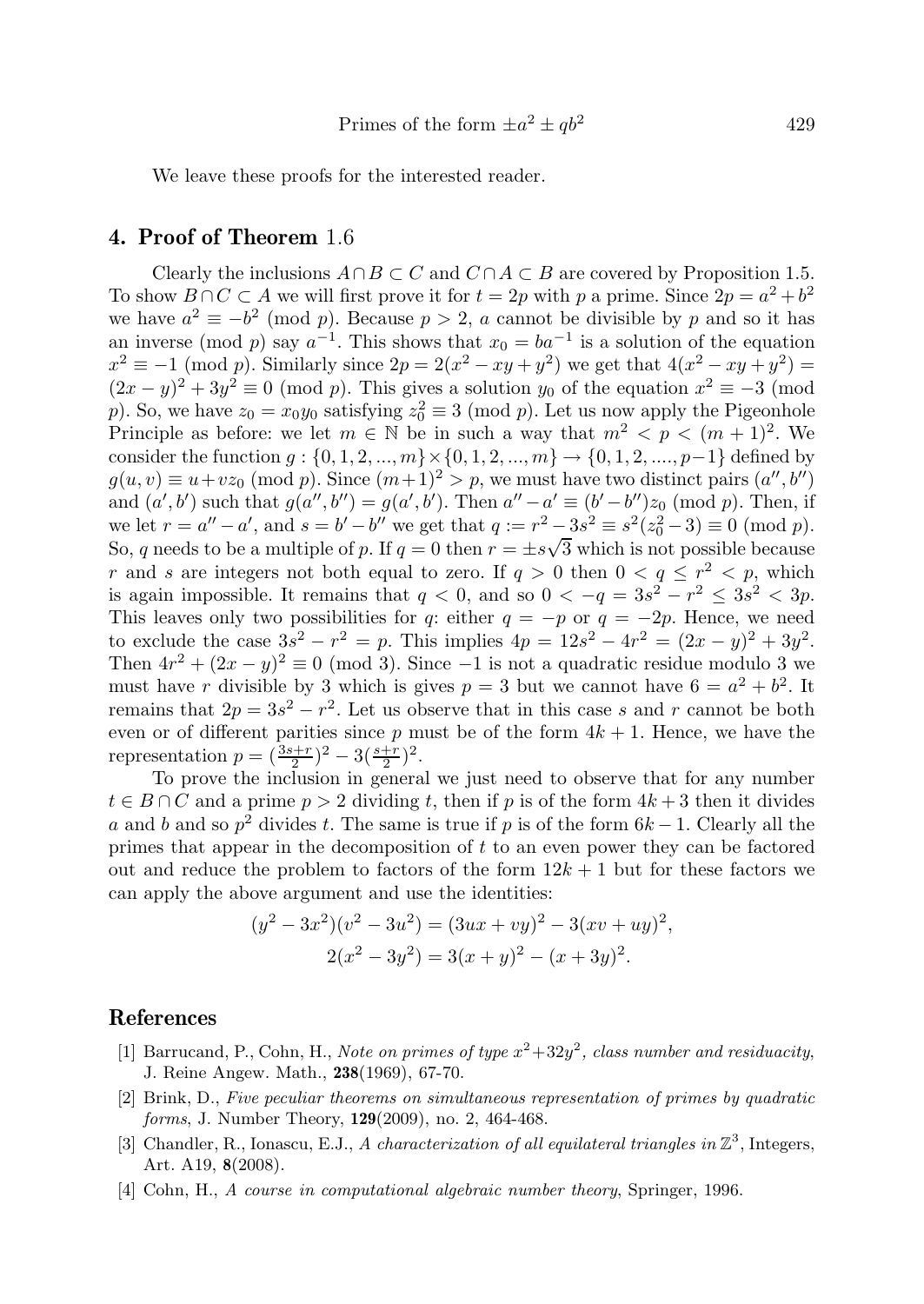We leave these proofs for the interested reader.

## 4. Proof of Theorem 1.6

Clearly the inclusions $A\cap B \subset C$ and $C\cap A \subset B$ are covered by Proposition 1.5. To show $B\cap C \subset A$ we will first prove it for $t = 2p$ with $p$ a prime. Since $2p = a^2 + b^2$ we have $a^2 \equiv -b^2 \pmod p$. Because $p > 2$, $a$ cannot be divisible by $p$ and so it has an inverse (mod $p$) say $a^{-1}$. This shows that $x_0 = ba^{-1}$ is a solution of the equation $x^2 \equiv -1 \pmod p$. Similarly since $2p = 2(x^2 - xy + y^2)$ we get that $4(x^2 - xy + y^2) = (2x-y)^2 + 3y^2 \equiv 0 \pmod p$. This gives a solution $y_0$ of the equation $x^2 \equiv -3$ (mod $p$). So, we have $z_0 = x_0y_0$ satisfying $z_0^2 \equiv 3 \pmod p$. Let us now apply the Pigeonhole Principle as before: we let $m \in \mathbb{N}$ be in such a way that $m^2 < p < (m+1)^2$. We consider the function $g : \{0, 1, 2, ..., m\} \times \{0, 1, 2, ..., m\} \to \{0, 1, 2, ...., p-1\}$ defined by $g(u, v) \equiv u + vz_0 \pmod p$. Since $(m+1)^2 > p$, we must have two distinct pairs $(a'', b'')$ and $(a', b')$ such that $g(a'', b'') = g(a', b')$. Then $a'' - a' \equiv (b' - b'')z_0 \pmod p$. Then, if we let $r = a'' - a'$, and $s = b' - b''$ we get that $q := r^2 - 3s^2 \equiv s^2(z_0^2 - 3) \equiv 0 \pmod p$. So, $q$ needs to be a multiple of $p$. If $q = 0$ then $r = \pm s\sqrt{3}$ which is not possible because $r$ and $s$ are integers not both equal to zero. If $q > 0$ then $0 < q \le r^2 < p$, which is again impossible. It remains that $q < 0$, and so $0 < -q = 3s^2 - r^2 \le 3s^2 < 3p$. This leaves only two possibilities for $q$: either $q = -p$ or $q = -2p$. Hence, we need to exclude the case $3s^2 - r^2 = p$. This implies $4p = 12s^2 - 4r^2 = (2x - y)^2 + 3y^2$. Then $4r^2 + (2x - y)^2 \equiv 0 \pmod 3$. Since $-1$ is not a quadratic residue modulo 3 we must have $r$ divisible by 3 which is gives $p = 3$ but we cannot have $6 = a^2 + b^2$. It remains that $2p = 3s^2 - r^2$. Let us observe that in this case $s$ and $r$ cannot be both even or of different parities since $p$ must be of the form $4k + 1$. Hence, we have the representation $p = (\frac{3s+r}{2})^2 - 3(\frac{s+r}{2})^2$.

To prove the inclusion in general we just need to observe that for any number $t \in B \cap C$ and a prime $p > 2$ dividing $t$, then if $p$ is of the form $4k + 3$ then it divides $a$ and $b$ and so $p^2$ divides $t$. The same is true if $p$ is of the form $6k - 1$. Clearly all the primes that appear in the decomposition of $t$ to an even power they can be factored out and reduce the problem to factors of the form $12k + 1$ but for these factors we can apply the above argument and use the identities:

$$(y^2 - 3x^2)(v^2 - 3u^2) = (3ux + vy)^2 - 3(xv + uy)^2,$$
$$2(x^2 - 3y^2) = 3(x + y)^2 - (x + 3y)^2.$$

## References

[1] Barrucand, P., Cohn, H., *Note on primes of type $x^2+32y^2$, class number and residuacity*, J. Reine Angew. Math., **238**(1969), 67-70.

[2] Brink, D., *Five peculiar theorems on simultaneous representation of primes by quadratic forms*, J. Number Theory, **129**(2009), no. 2, 464-468.

[3] Chandler, R., Ionascu, E.J., *A characterization of all equilateral triangles in $\mathbb{Z}^3$*, Integers, Art. A19, **8**(2008).

[4] Cohn, H., *A course in computational algebraic number theory*, Springer, 1996.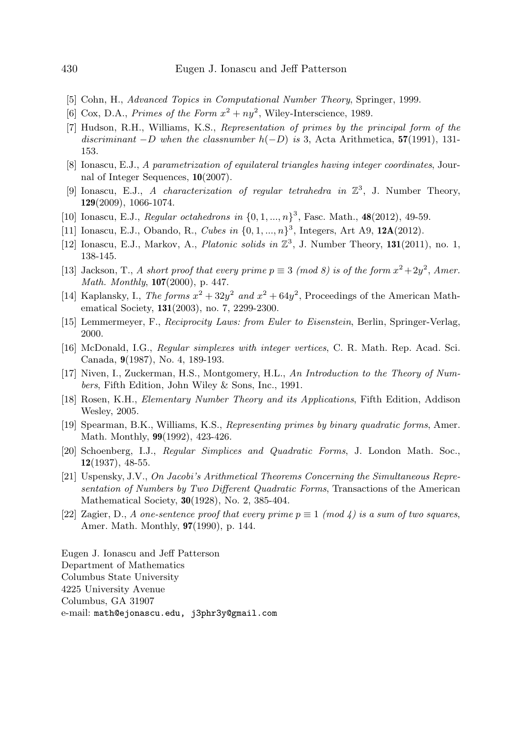[5] Cohn, H., *Advanced Topics in Computational Number Theory*, Springer, 1999.

[6] Cox, D.A., *Primes of the Form $x^2 + ny^2$*, Wiley-Interscience, 1989.

[7] Hudson, R.H., Williams, K.S., *Representation of primes by the principal form of the discriminant $-D$ when the classnumber $h(-D)$ is 3*, Acta Arithmetica, **57**(1991), 131-153.

[8] Ionascu, E.J., *A parametrization of equilateral triangles having integer coordinates*, Journal of Integer Sequences, **10**(2007).

[9] Ionascu, E.J., *A characterization of regular tetrahedra in $\mathbb{Z}^3$*, J. Number Theory, **129**(2009), 1066-1074.

[10] Ionascu, E.J., *Regular octahedrons in $\{0, 1, ..., n\}^3$*, Fasc. Math., **48**(2012), 49-59.

[11] Ionascu, E.J., Obando, R., *Cubes in $\{0, 1, ..., n\}^3$*, Integers, Art A9, **12A**(2012).

[12] Ionascu, E.J., Markov, A., *Platonic solids in $\mathbb{Z}^3$*, J. Number Theory, **131**(2011), no. 1, 138-145.

[13] Jackson, T., *A short proof that every prime $p \equiv 3$ (mod 8) is of the form $x^2+2y^2$*, *Amer. Math. Monthly*, **107**(2000), p. 447.

[14] Kaplansky, I., *The forms $x^2 + 32y^2$ and $x^2 + 64y^2$*, Proceedings of the American Mathematical Society, **131**(2003), no. 7, 2299-2300.

[15] Lemmermeyer, F., *Reciprocity Laws: from Euler to Eisenstein*, Berlin, Springer-Verlag, 2000.

[16] McDonald, I.G., *Regular simplexes with integer vertices*, C. R. Math. Rep. Acad. Sci. Canada, **9**(1987), No. 4, 189-193.

[17] Niven, I., Zuckerman, H.S., Montgomery, H.L., *An Introduction to the Theory of Numbers*, Fifth Edition, John Wiley & Sons, Inc., 1991.

[18] Rosen, K.H., *Elementary Number Theory and its Applications*, Fifth Edition, Addison Wesley, 2005.

[19] Spearman, B.K., Williams, K.S., *Representing primes by binary quadratic forms*, Amer. Math. Monthly, **99**(1992), 423-426.

[20] Schoenberg, I.J., *Regular Simplices and Quadratic Forms*, J. London Math. Soc., **12**(1937), 48-55.

[21] Uspensky, J.V., *On Jacobi's Arithmetical Theorems Concerning the Simultaneous Representation of Numbers by Two Different Quadratic Forms*, Transactions of the American Mathematical Society, **30**(1928), No. 2, 385-404.

[22] Zagier, D., *A one-sentence proof that every prime $p \equiv 1$ (mod 4) is a sum of two squares*, Amer. Math. Monthly, **97**(1990), p. 144.

Eugen J. Ionascu and Jeff Patterson
Department of Mathematics
Columbus State University
4225 University Avenue
Columbus, GA 31907
e-mail: `math@ejonascu.edu, j3phr3y@gmail.com`